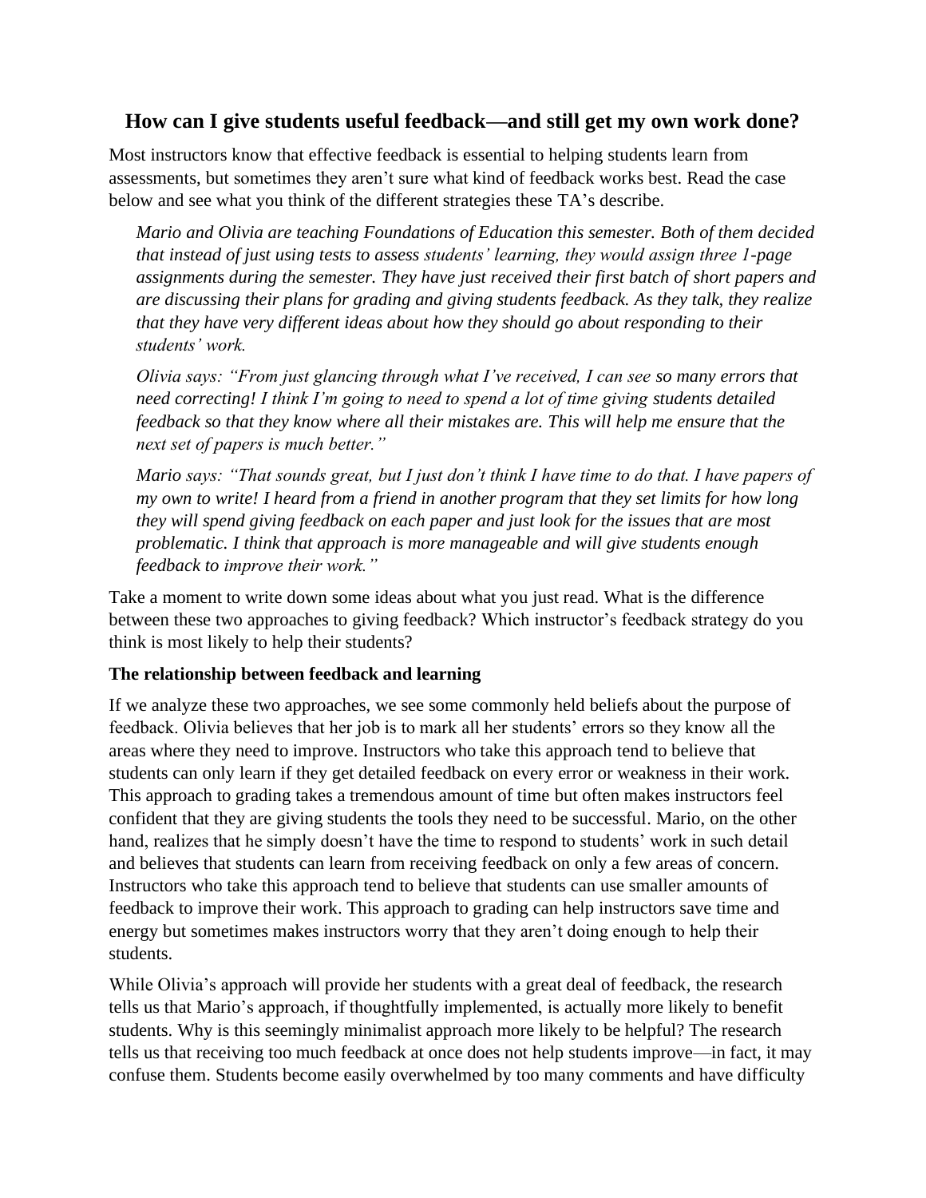## How can I give students useful feedback—and still get my own work done?

Most instructors know that effective feedback is essential to helping students learn from assessments, but sometimes they aren't sure what kind of feedback works best. Read the case below and see what you think of the different strategies these TA's describe.

> *Mario and Olivia are teaching Foundations of Education this semester. Both of them decided that instead of just using tests to assess students' learning, they would assign three 1-page assignments during the semester. They have just received their first batch of short papers and are discussing their plans for grading and giving students feedback. As they talk, they realize that they have very different ideas about how they should go about responding to their students' work.*
>
> *Olivia says: "From just glancing through what I've received, I can see so many errors that need correcting! I think I'm going to need to spend a lot of time giving students detailed feedback so that they know where all their mistakes are. This will help me ensure that the next set of papers is much better."*
>
> *Mario says: "That sounds great, but I just don't think I have time to do that. I have papers of my own to write! I heard from a friend in another program that they set limits for how long they will spend giving feedback on each paper and just look for the issues that are most problematic. I think that approach is more manageable and will give students enough feedback to improve their work."*

Take a moment to write down some ideas about what you just read. What is the difference between these two approaches to giving feedback? Which instructor's feedback strategy do you think is most likely to help their students?

**The relationship between feedback and learning**

If we analyze these two approaches, we see some commonly held beliefs about the purpose of feedback. Olivia believes that her job is to mark all her students' errors so they know all the areas where they need to improve. Instructors who take this approach tend to believe that students can only learn if they get detailed feedback on every error or weakness in their work. This approach to grading takes a tremendous amount of time but often makes instructors feel confident that they are giving students the tools they need to be successful. Mario, on the other hand, realizes that he simply doesn't have the time to respond to students' work in such detail and believes that students can learn from receiving feedback on only a few areas of concern. Instructors who take this approach tend to believe that students can use smaller amounts of feedback to improve their work. This approach to grading can help instructors save time and energy but sometimes makes instructors worry that they aren't doing enough to help their students.

While Olivia's approach will provide her students with a great deal of feedback, the research tells us that Mario's approach, if thoughtfully implemented, is actually more likely to benefit students. Why is this seemingly minimalist approach more likely to be helpful? The research tells us that receiving too much feedback at once does not help students improve—in fact, it may confuse them. Students become easily overwhelmed by too many comments and have difficulty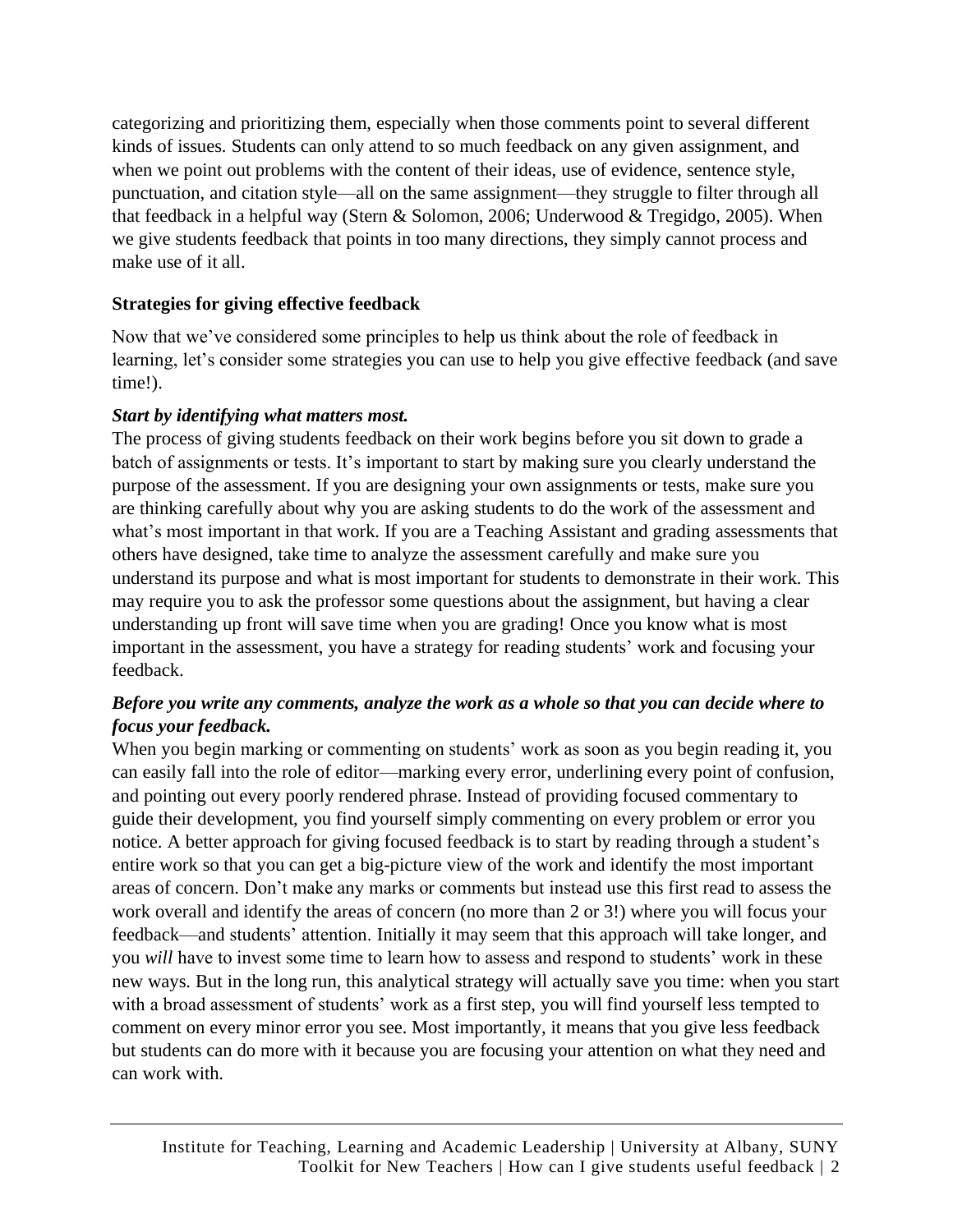categorizing and prioritizing them, especially when those comments point to several different kinds of issues. Students can only attend to so much feedback on any given assignment, and when we point out problems with the content of their ideas, use of evidence, sentence style, punctuation, and citation style—all on the same assignment—they struggle to filter through all that feedback in a helpful way (Stern & Solomon, 2006; Underwood & Tregidgo, 2005). When we give students feedback that points in too many directions, they simply cannot process and make use of it all.

## Strategies for giving effective feedback

Now that we've considered some principles to help us think about the role of feedback in learning, let's consider some strategies you can use to help you give effective feedback (and save time!).

### *Start by identifying what matters most.*

The process of giving students feedback on their work begins before you sit down to grade a batch of assignments or tests. It's important to start by making sure you clearly understand the purpose of the assessment. If you are designing your own assignments or tests, make sure you are thinking carefully about why you are asking students to do the work of the assessment and what's most important in that work. If you are a Teaching Assistant and grading assessments that others have designed, take time to analyze the assessment carefully and make sure you understand its purpose and what is most important for students to demonstrate in their work. This may require you to ask the professor some questions about the assignment, but having a clear understanding up front will save time when you are grading! Once you know what is most important in the assessment, you have a strategy for reading students' work and focusing your feedback.

### *Before you write any comments, analyze the work as a whole so that you can decide where to focus your feedback.*

When you begin marking or commenting on students' work as soon as you begin reading it, you can easily fall into the role of editor—marking every error, underlining every point of confusion, and pointing out every poorly rendered phrase. Instead of providing focused commentary to guide their development, you find yourself simply commenting on every problem or error you notice. A better approach for giving focused feedback is to start by reading through a student's entire work so that you can get a big-picture view of the work and identify the most important areas of concern. Don't make any marks or comments but instead use this first read to assess the work overall and identify the areas of concern (no more than 2 or 3!) where you will focus your feedback—and students' attention. Initially it may seem that this approach will take longer, and you *will* have to invest some time to learn how to assess and respond to students' work in these new ways. But in the long run, this analytical strategy will actually save you time: when you start with a broad assessment of students' work as a first step, you will find yourself less tempted to comment on every minor error you see. Most importantly, it means that you give less feedback but students can do more with it because you are focusing your attention on what they need and can work with.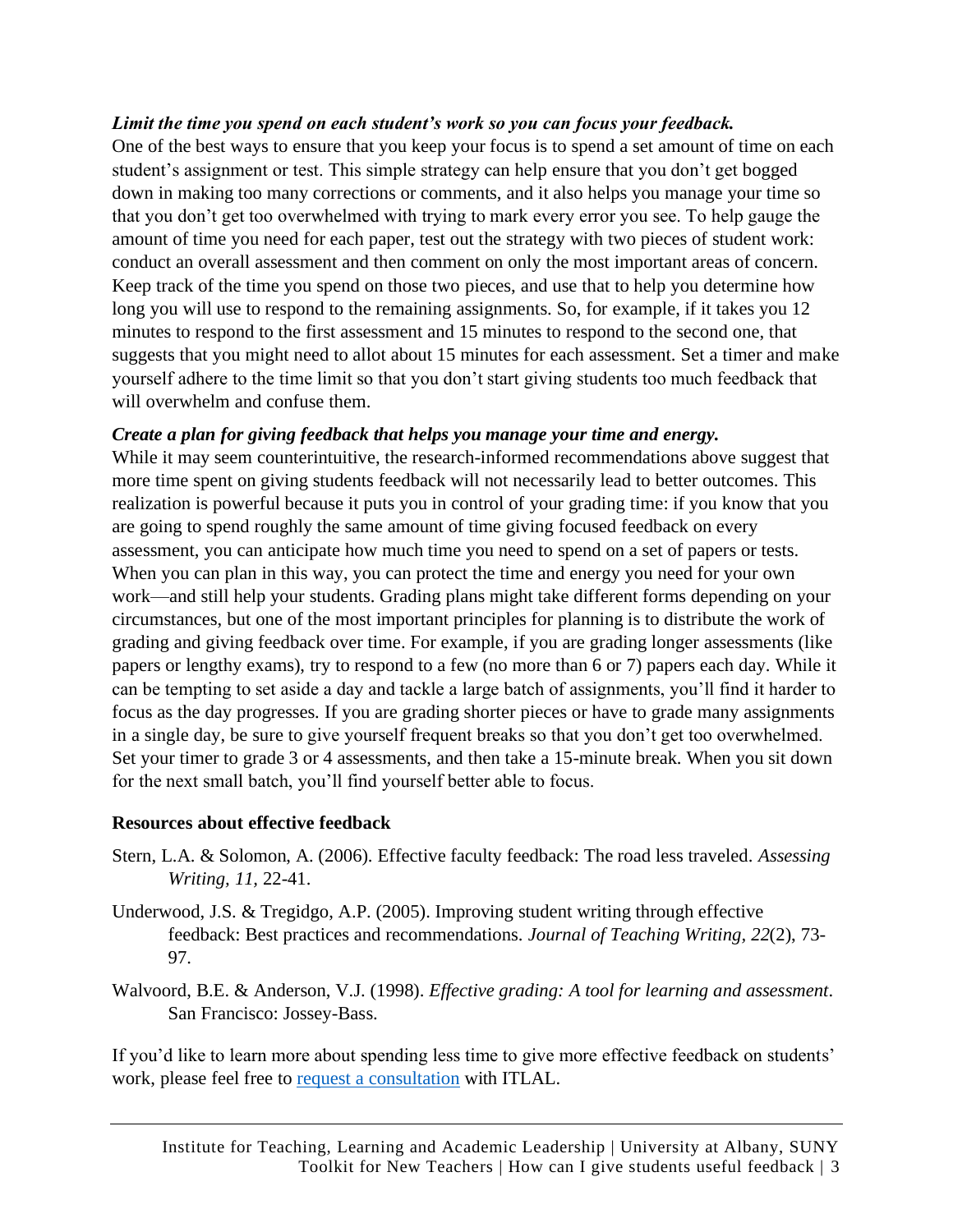***Limit the time you spend on each student's work so you can focus your feedback.***
One of the best ways to ensure that you keep your focus is to spend a set amount of time on each student's assignment or test. This simple strategy can help ensure that you don't get bogged down in making too many corrections or comments, and it also helps you manage your time so that you don't get too overwhelmed with trying to mark every error you see. To help gauge the amount of time you need for each paper, test out the strategy with two pieces of student work: conduct an overall assessment and then comment on only the most important areas of concern. Keep track of the time you spend on those two pieces, and use that to help you determine how long you will use to respond to the remaining assignments. So, for example, if it takes you 12 minutes to respond to the first assessment and 15 minutes to respond to the second one, that suggests that you might need to allot about 15 minutes for each assessment. Set a timer and make yourself adhere to the time limit so that you don't start giving students too much feedback that will overwhelm and confuse them.

***Create a plan for giving feedback that helps you manage your time and energy.***
While it may seem counterintuitive, the research-informed recommendations above suggest that more time spent on giving students feedback will not necessarily lead to better outcomes. This realization is powerful because it puts you in control of your grading time: if you know that you are going to spend roughly the same amount of time giving focused feedback on every assessment, you can anticipate how much time you need to spend on a set of papers or tests. When you can plan in this way, you can protect the time and energy you need for your own work—and still help your students. Grading plans might take different forms depending on your circumstances, but one of the most important principles for planning is to distribute the work of grading and giving feedback over time. For example, if you are grading longer assessments (like papers or lengthy exams), try to respond to a few (no more than 6 or 7) papers each day. While it can be tempting to set aside a day and tackle a large batch of assignments, you'll find it harder to focus as the day progresses. If you are grading shorter pieces or have to grade many assignments in a single day, be sure to give yourself frequent breaks so that you don't get too overwhelmed. Set your timer to grade 3 or 4 assessments, and then take a 15-minute break. When you sit down for the next small batch, you'll find yourself better able to focus.

**Resources about effective feedback**

Stern, L.A. & Solomon, A. (2006). Effective faculty feedback: The road less traveled. *Assessing Writing, 11,* 22-41.

Underwood, J.S. & Tregidgo, A.P. (2005). Improving student writing through effective feedback: Best practices and recommendations. *Journal of Teaching Writing, 22*(2), 73-97.

Walvoord, B.E. & Anderson, V.J. (1998). *Effective grading: A tool for learning and assessment*. San Francisco: Jossey-Bass.

If you'd like to learn more about spending less time to give more effective feedback on students' work, please feel free to request a consultation with ITLAL.